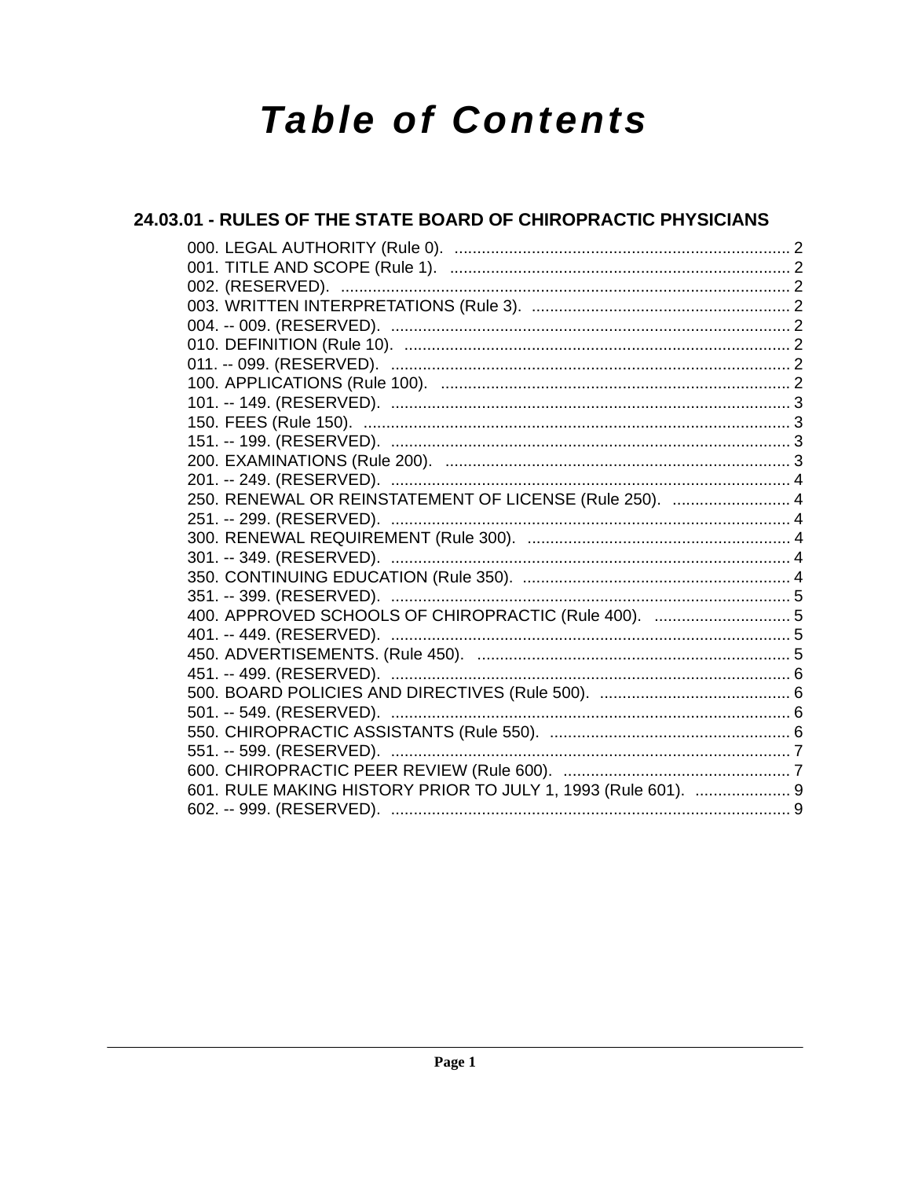# Table of Contents

## 24.03.01 - RULES OF THE STATE BOARD OF CHIROPRACTIC PHYSICIANS

000. LEGAL AUTHORITY (Rule 0). .......... 2
001. TITLE AND SCOPE (Rule 1). .......... 2
002. (RESERVED). .......... 2
003. WRITTEN INTERPRETATIONS (Rule 3). .......... 2
004. -- 009. (RESERVED). .......... 2
010. DEFINITION (Rule 10). .......... 2
011. -- 099. (RESERVED). .......... 2
100. APPLICATIONS (Rule 100). .......... 2
101. -- 149. (RESERVED). .......... 3
150. FEES (Rule 150). .......... 3
151. -- 199. (RESERVED). .......... 3
200. EXAMINATIONS (Rule 200). .......... 3
201. -- 249. (RESERVED). .......... 4
250. RENEWAL OR REINSTATEMENT OF LICENSE (Rule 250). .......... 4
251. -- 299. (RESERVED). .......... 4
300. RENEWAL REQUIREMENT (Rule 300). .......... 4
301. -- 349. (RESERVED). .......... 4
350. CONTINUING EDUCATION (Rule 350). .......... 4
351. -- 399. (RESERVED). .......... 5
400. APPROVED SCHOOLS OF CHIROPRACTIC (Rule 400). .......... 5
401. -- 449. (RESERVED). .......... 5
450. ADVERTISEMENTS. (Rule 450). .......... 5
451. -- 499. (RESERVED). .......... 6
500. BOARD POLICIES AND DIRECTIVES (Rule 500). .......... 6
501. -- 549. (RESERVED). .......... 6
550. CHIROPRACTIC ASSISTANTS (Rule 550). .......... 6
551. -- 599. (RESERVED). .......... 7
600. CHIROPRACTIC PEER REVIEW (Rule 600). .......... 7
601. RULE MAKING HISTORY PRIOR TO JULY 1, 1993 (Rule 601). .......... 9
602. -- 999. (RESERVED). .......... 9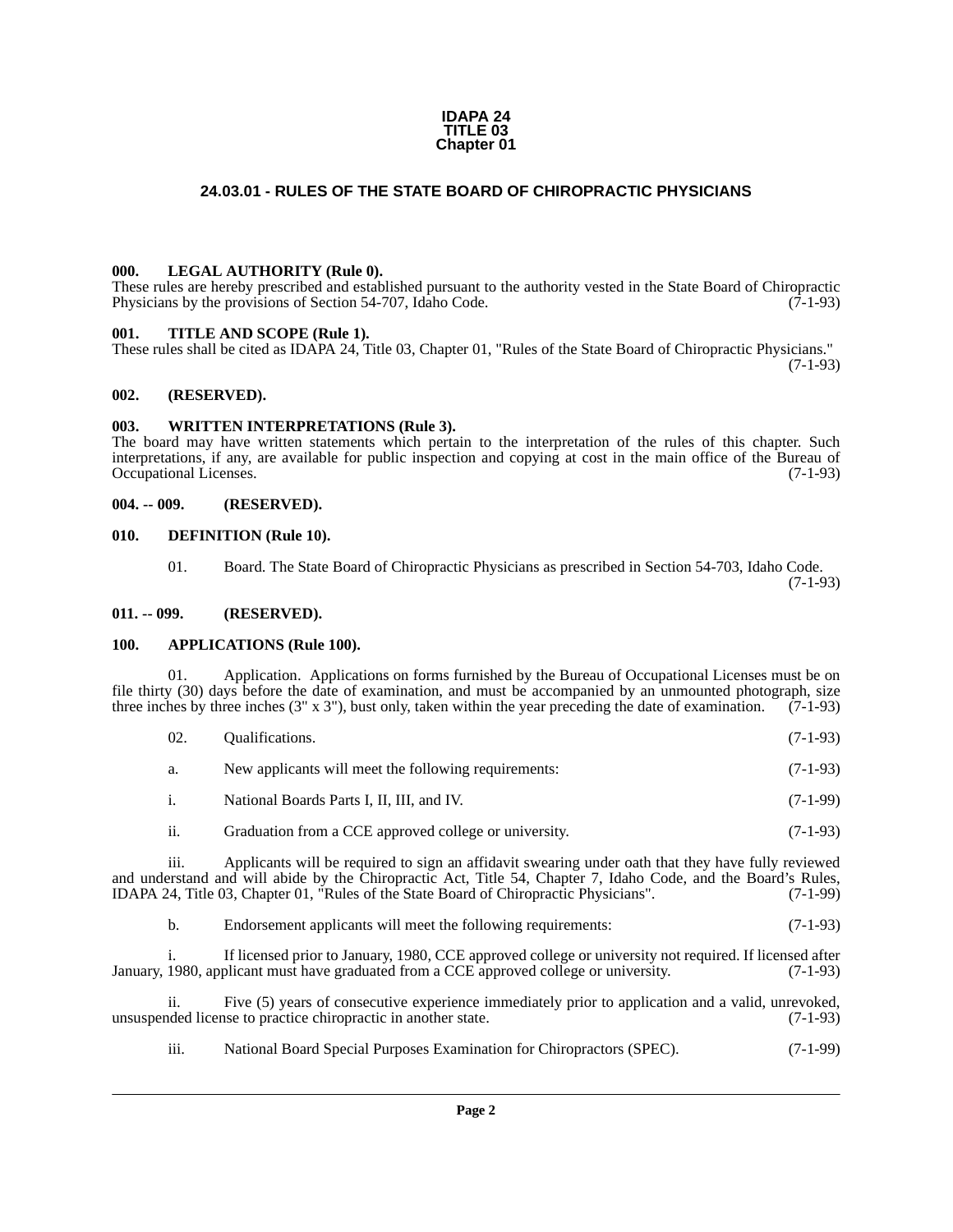**IDAPA 24**
**TITLE 03**
**Chapter 01**

# 24.03.01 - RULES OF THE STATE BOARD OF CHIROPRACTIC PHYSICIANS

### 000. LEGAL AUTHORITY (Rule 0).

These rules are hereby prescribed and established pursuant to the authority vested in the State Board of Chiropractic Physicians by the provisions of Section 54-707, Idaho Code. (7-1-93)

### 001. TITLE AND SCOPE (Rule 1).

These rules shall be cited as IDAPA 24, Title 03, Chapter 01, "Rules of the State Board of Chiropractic Physicians." (7-1-93)

### 002. (RESERVED).

### 003. WRITTEN INTERPRETATIONS (Rule 3).

The board may have written statements which pertain to the interpretation of the rules of this chapter. Such interpretations, if any, are available for public inspection and copying at cost in the main office of the Bureau of Occupational Licenses. (7-1-93)

### 004. -- 009. (RESERVED).

### 010. DEFINITION (Rule 10).

01. Board. The State Board of Chiropractic Physicians as prescribed in Section 54-703, Idaho Code. (7-1-93)

### 011. -- 099. (RESERVED).

### 100. APPLICATIONS (Rule 100).

01. Application. Applications on forms furnished by the Bureau of Occupational Licenses must be on file thirty (30) days before the date of examination, and must be accompanied by an unmounted photograph, size three inches by three inches (3" x 3"), bust only, taken within the year preceding the date of examination. (7-1-93)

02. Qualifications. (7-1-93)

a. New applicants will meet the following requirements: (7-1-93)

i. National Boards Parts I, II, III, and IV. (7-1-99)

ii. Graduation from a CCE approved college or university. (7-1-93)

iii. Applicants will be required to sign an affidavit swearing under oath that they have fully reviewed and understand and will abide by the Chiropractic Act, Title 54, Chapter 7, Idaho Code, and the Board's Rules, IDAPA 24, Title 03, Chapter 01, "Rules of the State Board of Chiropractic Physicians". (7-1-99)

b. Endorsement applicants will meet the following requirements: (7-1-93)

i. If licensed prior to January, 1980, CCE approved college or university not required. If licensed after January, 1980, applicant must have graduated from a CCE approved college or university. (7-1-93)

ii. Five (5) years of consecutive experience immediately prior to application and a valid, unrevoked, unsuspended license to practice chiropractic in another state. (7-1-93)

iii. National Board Special Purposes Examination for Chiropractors (SPEC). (7-1-99)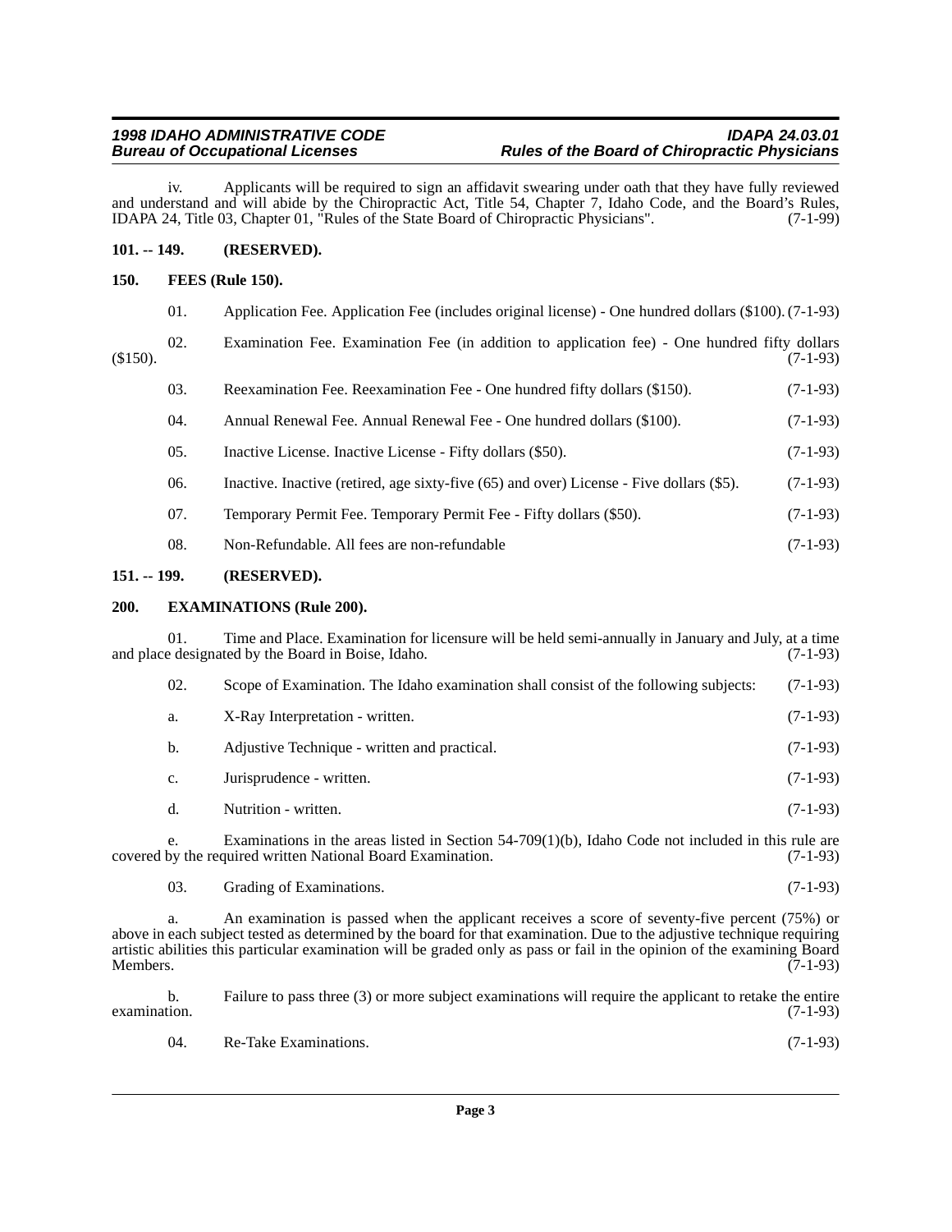iv. Applicants will be required to sign an affidavit swearing under oath that they have fully reviewed and understand and will abide by the Chiropractic Act, Title 54, Chapter 7, Idaho Code, and the Board's Rules, IDAPA 24, Title 03, Chapter 01, "Rules of the State Board of Chiropractic Physicians". (7-1-99)

**101. -- 149. (RESERVED).**

**150. FEES (Rule 150).**

01. Application Fee. Application Fee (includes original license) - One hundred dollars ($100). (7-1-93)

02. Examination Fee. Examination Fee (in addition to application fee) - One hundred fifty dollars ($150). (7-1-93)

03. Reexamination Fee. Reexamination Fee - One hundred fifty dollars ($150). (7-1-93)

04. Annual Renewal Fee. Annual Renewal Fee - One hundred dollars ($100). (7-1-93)

05. Inactive License. Inactive License - Fifty dollars ($50). (7-1-93)

06. Inactive. Inactive (retired, age sixty-five (65) and over) License - Five dollars ($5). (7-1-93)

07. Temporary Permit Fee. Temporary Permit Fee - Fifty dollars ($50). (7-1-93)

08. Non-Refundable. All fees are non-refundable (7-1-93)

**151. -- 199. (RESERVED).**

**200. EXAMINATIONS (Rule 200).**

01. Time and Place. Examination for licensure will be held semi-annually in January and July, at a time and place designated by the Board in Boise, Idaho. (7-1-93)

02. Scope of Examination. The Idaho examination shall consist of the following subjects: (7-1-93)

a. X-Ray Interpretation - written. (7-1-93)

b. Adjustive Technique - written and practical. (7-1-93)

c. Jurisprudence - written. (7-1-93)

d. Nutrition - written. (7-1-93)

e. Examinations in the areas listed in Section 54-709(1)(b), Idaho Code not included in this rule are covered by the required written National Board Examination. (7-1-93)

03. Grading of Examinations. (7-1-93)

a. An examination is passed when the applicant receives a score of seventy-five percent (75%) or above in each subject tested as determined by the board for that examination. Due to the adjustive technique requiring artistic abilities this particular examination will be graded only as pass or fail in the opinion of the examining Board Members. (7-1-93)

b. Failure to pass three (3) or more subject examinations will require the applicant to retake the entire examination. (7-1-93)

04. Re-Take Examinations. (7-1-93)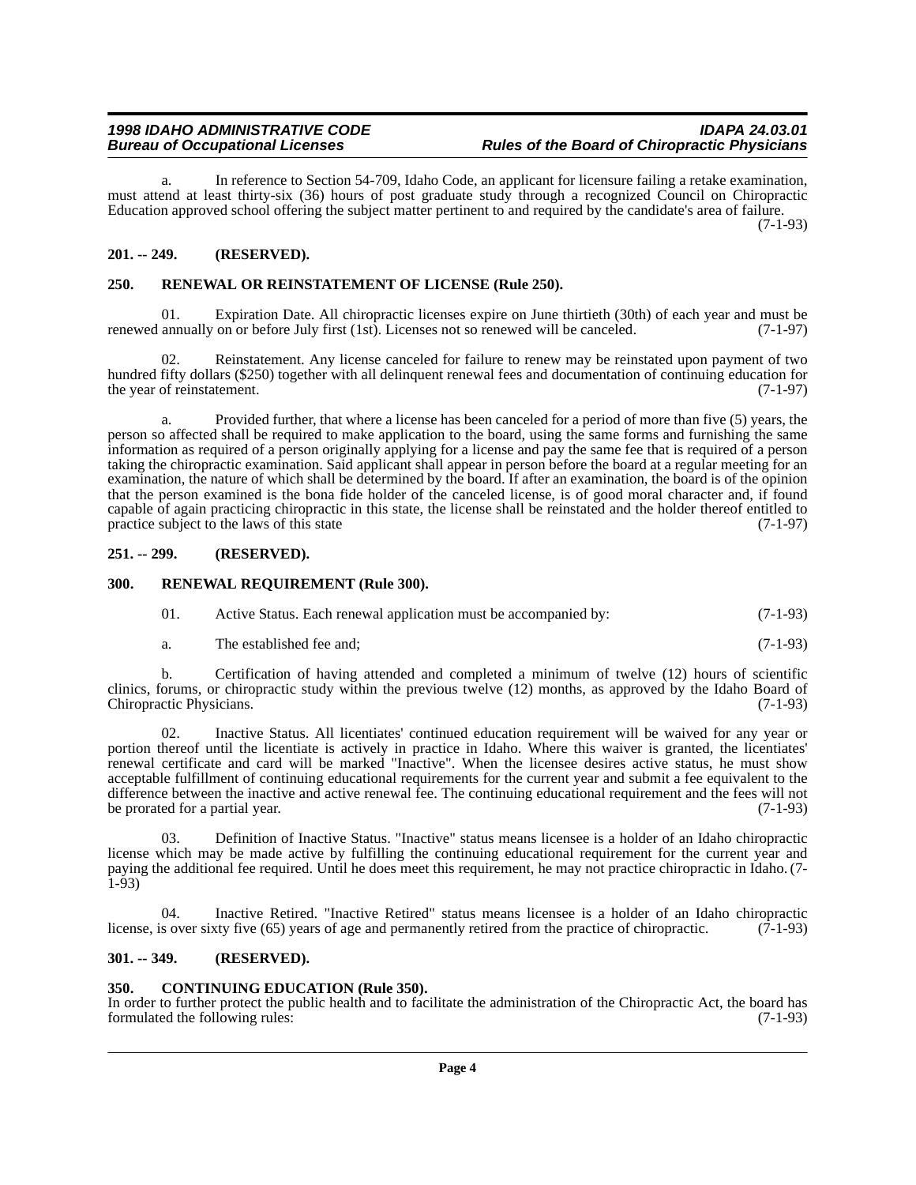a. In reference to Section 54-709, Idaho Code, an applicant for licensure failing a retake examination, must attend at least thirty-six (36) hours of post graduate study through a recognized Council on Chiropractic Education approved school offering the subject matter pertinent to and required by the candidate's area of failure. (7-1-93)

### 201. -- 249. (RESERVED).

### 250. RENEWAL OR REINSTATEMENT OF LICENSE (Rule 250).

01. Expiration Date. All chiropractic licenses expire on June thirtieth (30th) of each year and must be renewed annually on or before July first (1st). Licenses not so renewed will be canceled. (7-1-97)

02. Reinstatement. Any license canceled for failure to renew may be reinstated upon payment of two hundred fifty dollars ($250) together with all delinquent renewal fees and documentation of continuing education for the year of reinstatement. (7-1-97)

a. Provided further, that where a license has been canceled for a period of more than five (5) years, the person so affected shall be required to make application to the board, using the same forms and furnishing the same information as required of a person originally applying for a license and pay the same fee that is required of a person taking the chiropractic examination. Said applicant shall appear in person before the board at a regular meeting for an examination, the nature of which shall be determined by the board. If after an examination, the board is of the opinion that the person examined is the bona fide holder of the canceled license, is of good moral character and, if found capable of again practicing chiropractic in this state, the license shall be reinstated and the holder thereof entitled to practice subject to the laws of this state (7-1-97)

### 251. -- 299. (RESERVED).

### 300. RENEWAL REQUIREMENT (Rule 300).

01. Active Status. Each renewal application must be accompanied by: (7-1-93)

a. The established fee and; (7-1-93)

b. Certification of having attended and completed a minimum of twelve (12) hours of scientific clinics, forums, or chiropractic study within the previous twelve (12) months, as approved by the Idaho Board of Chiropractic Physicians. (7-1-93)

02. Inactive Status. All licentiates' continued education requirement will be waived for any year or portion thereof until the licentiate is actively in practice in Idaho. Where this waiver is granted, the licentiates' renewal certificate and card will be marked "Inactive". When the licensee desires active status, he must show acceptable fulfillment of continuing educational requirements for the current year and submit a fee equivalent to the difference between the inactive and active renewal fee. The continuing educational requirement and the fees will not be prorated for a partial year. (7-1-93)

03. Definition of Inactive Status. "Inactive" status means licensee is a holder of an Idaho chiropractic license which may be made active by fulfilling the continuing educational requirement for the current year and paying the additional fee required. Until he does meet this requirement, he may not practice chiropractic in Idaho. (7-1-93)

04. Inactive Retired. "Inactive Retired" status means licensee is a holder of an Idaho chiropractic license, is over sixty five (65) years of age and permanently retired from the practice of chiropractic. (7-1-93)

### 301. -- 349. (RESERVED).

### 350. CONTINUING EDUCATION (Rule 350).

In order to further protect the public health and to facilitate the administration of the Chiropractic Act, the board has formulated the following rules: (7-1-93)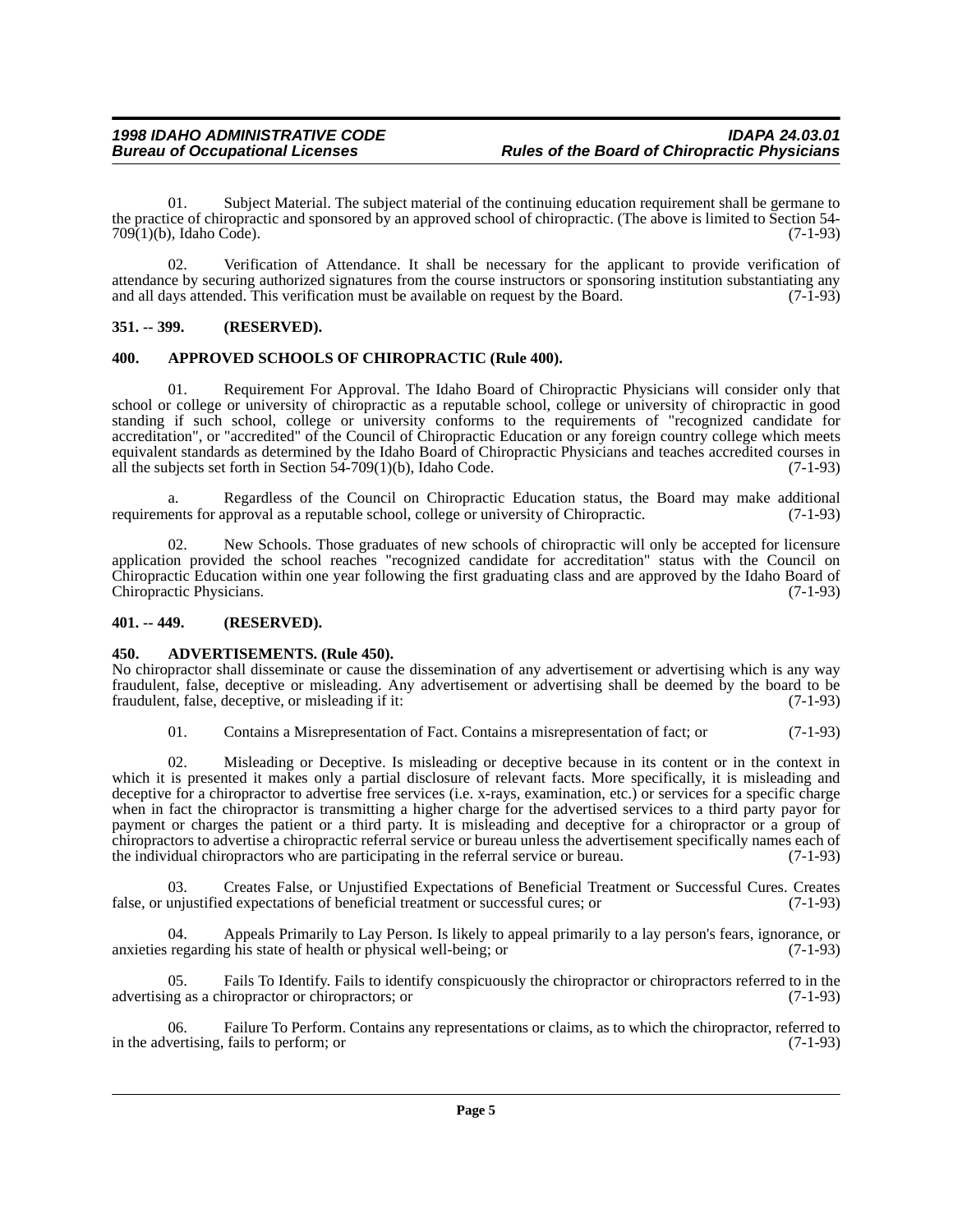01. Subject Material. The subject material of the continuing education requirement shall be germane to the practice of chiropractic and sponsored by an approved school of chiropractic. (The above is limited to Section 54-709(1)(b), Idaho Code). (7-1-93)

02. Verification of Attendance. It shall be necessary for the applicant to provide verification of attendance by securing authorized signatures from the course instructors or sponsoring institution substantiating any and all days attended. This verification must be available on request by the Board. (7-1-93)

### 351. -- 399. (RESERVED).

### 400. APPROVED SCHOOLS OF CHIROPRACTIC (Rule 400).

01. Requirement For Approval. The Idaho Board of Chiropractic Physicians will consider only that school or college or university of chiropractic as a reputable school, college or university of chiropractic in good standing if such school, college or university conforms to the requirements of "recognized candidate for accreditation", or "accredited" of the Council of Chiropractic Education or any foreign country college which meets equivalent standards as determined by the Idaho Board of Chiropractic Physicians and teaches accredited courses in all the subjects set forth in Section 54-709(1)(b), Idaho Code. (7-1-93)

a. Regardless of the Council on Chiropractic Education status, the Board may make additional requirements for approval as a reputable school, college or university of Chiropractic. (7-1-93)

02. New Schools. Those graduates of new schools of chiropractic will only be accepted for licensure application provided the school reaches "recognized candidate for accreditation" status with the Council on Chiropractic Education within one year following the first graduating class and are approved by the Idaho Board of Chiropractic Physicians. (7-1-93)

### 401. -- 449. (RESERVED).

### 450. ADVERTISEMENTS. (Rule 450).

No chiropractor shall disseminate or cause the dissemination of any advertisement or advertising which is any way fraudulent, false, deceptive or misleading. Any advertisement or advertising shall be deemed by the board to be fraudulent, false, deceptive, or misleading if it: (7-1-93)

01. Contains a Misrepresentation of Fact. Contains a misrepresentation of fact; or (7-1-93)

02. Misleading or Deceptive. Is misleading or deceptive because in its content or in the context in which it is presented it makes only a partial disclosure of relevant facts. More specifically, it is misleading and deceptive for a chiropractor to advertise free services (i.e. x-rays, examination, etc.) or services for a specific charge when in fact the chiropractor is transmitting a higher charge for the advertised services to a third party payor for payment or charges the patient or a third party. It is misleading and deceptive for a chiropractor or a group of chiropractors to advertise a chiropractic referral service or bureau unless the advertisement specifically names each of the individual chiropractors who are participating in the referral service or bureau. (7-1-93)

03. Creates False, or Unjustified Expectations of Beneficial Treatment or Successful Cures. Creates false, or unjustified expectations of beneficial treatment or successful cures; or (7-1-93)

04. Appeals Primarily to Lay Person. Is likely to appeal primarily to a lay person's fears, ignorance, or anxieties regarding his state of health or physical well-being; or (7-1-93)

05. Fails To Identify. Fails to identify conspicuously the chiropractor or chiropractors referred to in the advertising as a chiropractor or chiropractors; or (7-1-93)

06. Failure To Perform. Contains any representations or claims, as to which the chiropractor, referred to in the advertising, fails to perform; or (7-1-93)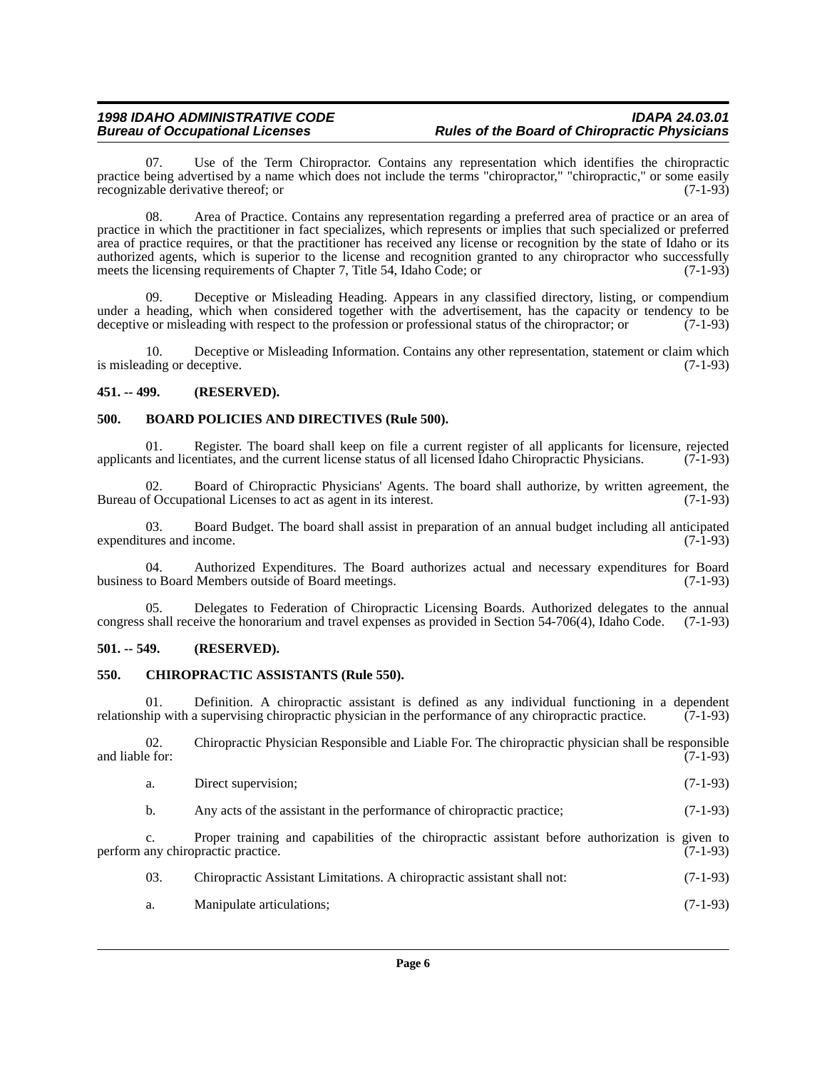07. Use of the Term Chiropractor. Contains any representation which identifies the chiropractic practice being advertised by a name which does not include the terms "chiropractor," "chiropractic," or some easily recognizable derivative thereof; or (7-1-93)

08. Area of Practice. Contains any representation regarding a preferred area of practice or an area of practice in which the practitioner in fact specializes, which represents or implies that such specialized or preferred area of practice requires, or that the practitioner has received any license or recognition by the state of Idaho or its authorized agents, which is superior to the license and recognition granted to any chiropractor who successfully meets the licensing requirements of Chapter 7, Title 54, Idaho Code; or (7-1-93)

09. Deceptive or Misleading Heading. Appears in any classified directory, listing, or compendium under a heading, which when considered together with the advertisement, has the capacity or tendency to be deceptive or misleading with respect to the profession or professional status of the chiropractor; or (7-1-93)

10. Deceptive or Misleading Information. Contains any other representation, statement or claim which is misleading or deceptive. (7-1-93)

**451. -- 499. (RESERVED).**

**500. BOARD POLICIES AND DIRECTIVES (Rule 500).**

01. Register. The board shall keep on file a current register of all applicants for licensure, rejected applicants and licentiates, and the current license status of all licensed Idaho Chiropractic Physicians. (7-1-93)

02. Board of Chiropractic Physicians' Agents. The board shall authorize, by written agreement, the Bureau of Occupational Licenses to act as agent in its interest. (7-1-93)

03. Board Budget. The board shall assist in preparation of an annual budget including all anticipated expenditures and income. (7-1-93)

04. Authorized Expenditures. The Board authorizes actual and necessary expenditures for Board business to Board Members outside of Board meetings. (7-1-93)

05. Delegates to Federation of Chiropractic Licensing Boards. Authorized delegates to the annual congress shall receive the honorarium and travel expenses as provided in Section 54-706(4), Idaho Code. (7-1-93)

**501. -- 549. (RESERVED).**

**550. CHIROPRACTIC ASSISTANTS (Rule 550).**

01. Definition. A chiropractic assistant is defined as any individual functioning in a dependent relationship with a supervising chiropractic physician in the performance of any chiropractic practice. (7-1-93)

02. Chiropractic Physician Responsible and Liable For. The chiropractic physician shall be responsible and liable for: (7-1-93)

a. Direct supervision; (7-1-93)

b. Any acts of the assistant in the performance of chiropractic practice; (7-1-93)

c. Proper training and capabilities of the chiropractic assistant before authorization is given to perform any chiropractic practice. (7-1-93)

03. Chiropractic Assistant Limitations. A chiropractic assistant shall not: (7-1-93)

a. Manipulate articulations; (7-1-93)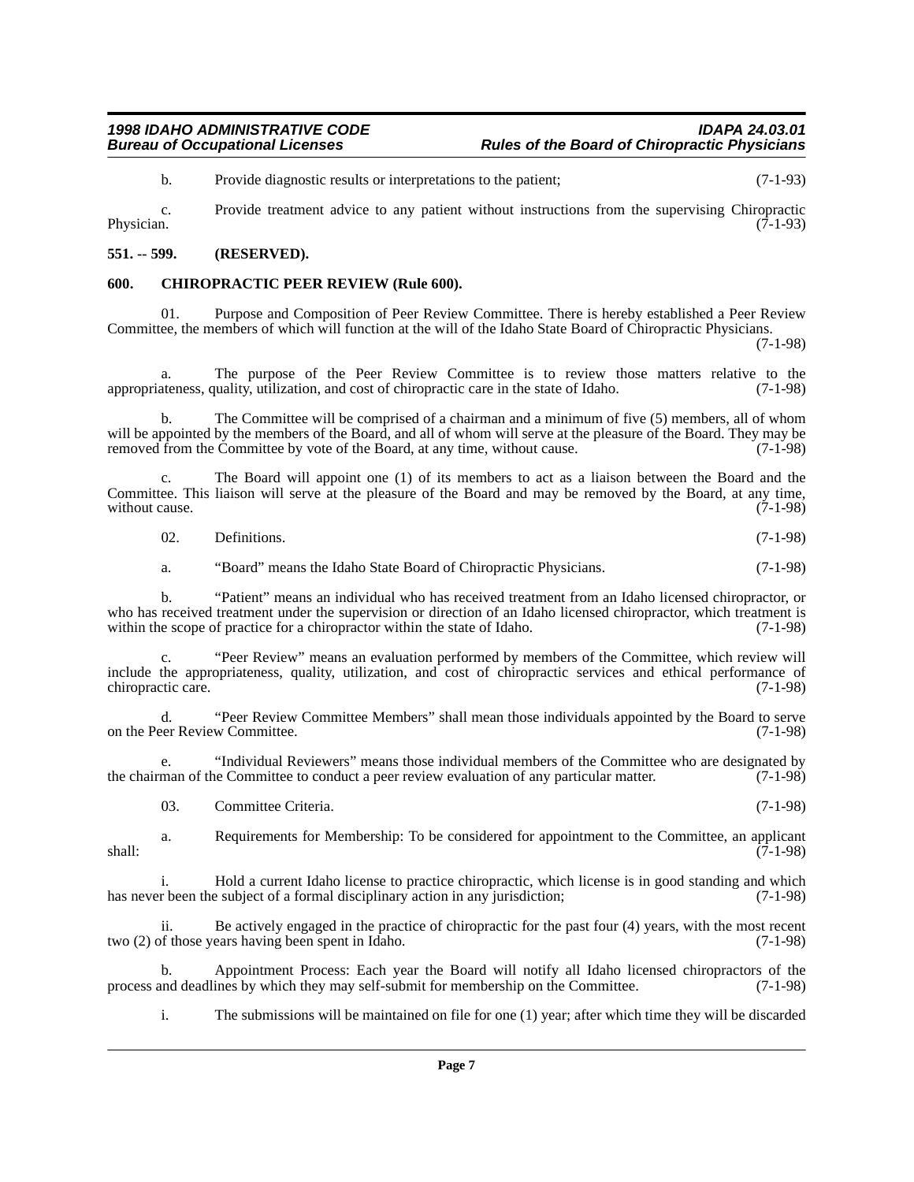b. Provide diagnostic results or interpretations to the patient; (7-1-93)

c. Provide treatment advice to any patient without instructions from the supervising Chiropractic Physician. (7-1-93)

**551. -- 599. (RESERVED).**

**600. CHIROPRACTIC PEER REVIEW (Rule 600).**

01. Purpose and Composition of Peer Review Committee. There is hereby established a Peer Review Committee, the members of which will function at the will of the Idaho State Board of Chiropractic Physicians. (7-1-98)

a. The purpose of the Peer Review Committee is to review those matters relative to the appropriateness, quality, utilization, and cost of chiropractic care in the state of Idaho. (7-1-98)

b. The Committee will be comprised of a chairman and a minimum of five (5) members, all of whom will be appointed by the members of the Board, and all of whom will serve at the pleasure of the Board. They may be removed from the Committee by vote of the Board, at any time, without cause. (7-1-98)

c. The Board will appoint one (1) of its members to act as a liaison between the Board and the Committee. This liaison will serve at the pleasure of the Board and may be removed by the Board, at any time, without cause. (7-1-98)

02. Definitions. (7-1-98)

a. "Board" means the Idaho State Board of Chiropractic Physicians. (7-1-98)

b. "Patient" means an individual who has received treatment from an Idaho licensed chiropractor, or who has received treatment under the supervision or direction of an Idaho licensed chiropractor, which treatment is within the scope of practice for a chiropractor within the state of Idaho. (7-1-98)

c. "Peer Review" means an evaluation performed by members of the Committee, which review will include the appropriateness, quality, utilization, and cost of chiropractic services and ethical performance of chiropractic care. (7-1-98)

d. "Peer Review Committee Members" shall mean those individuals appointed by the Board to serve on the Peer Review Committee. (7-1-98)

e. "Individual Reviewers" means those individual members of the Committee who are designated by the chairman of the Committee to conduct a peer review evaluation of any particular matter. (7-1-98)

03. Committee Criteria. (7-1-98)

a. Requirements for Membership: To be considered for appointment to the Committee, an applicant shall: (7-1-98)

i. Hold a current Idaho license to practice chiropractic, which license is in good standing and which has never been the subject of a formal disciplinary action in any jurisdiction; (7-1-98)

ii. Be actively engaged in the practice of chiropractic for the past four (4) years, with the most recent two (2) of those years having been spent in Idaho. (7-1-98)

b. Appointment Process: Each year the Board will notify all Idaho licensed chiropractors of the process and deadlines by which they may self-submit for membership on the Committee. (7-1-98)

i. The submissions will be maintained on file for one (1) year; after which time they will be discarded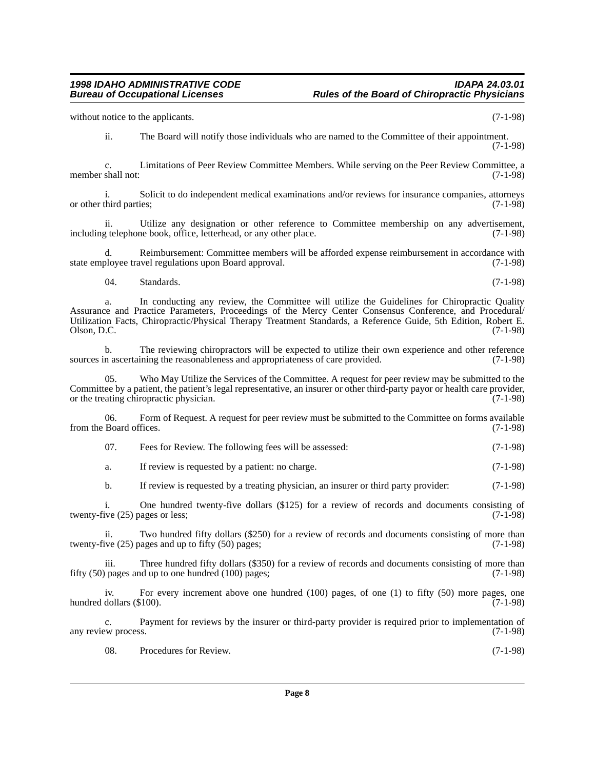without notice to the applicants. (7-1-98)

ii. The Board will notify those individuals who are named to the Committee of their appointment. (7-1-98)

c. Limitations of Peer Review Committee Members. While serving on the Peer Review Committee, a member shall not: (7-1-98)

i. Solicit to do independent medical examinations and/or reviews for insurance companies, attorneys or other third parties; (7-1-98)

ii. Utilize any designation or other reference to Committee membership on any advertisement, including telephone book, office, letterhead, or any other place. (7-1-98)

d. Reimbursement: Committee members will be afforded expense reimbursement in accordance with state employee travel regulations upon Board approval. (7-1-98)

04. Standards. (7-1-98)

a. In conducting any review, the Committee will utilize the Guidelines for Chiropractic Quality Assurance and Practice Parameters, Proceedings of the Mercy Center Consensus Conference, and Procedural/Utilization Facts, Chiropractic/Physical Therapy Treatment Standards, a Reference Guide, 5th Edition, Robert E. Olson, D.C. (7-1-98)

b. The reviewing chiropractors will be expected to utilize their own experience and other reference sources in ascertaining the reasonableness and appropriateness of care provided. (7-1-98)

05. Who May Utilize the Services of the Committee. A request for peer review may be submitted to the Committee by a patient, the patient's legal representative, an insurer or other third-party payor or health care provider, or the treating chiropractic physician. (7-1-98)

06. Form of Request. A request for peer review must be submitted to the Committee on forms available from the Board offices. (7-1-98)

07. Fees for Review. The following fees will be assessed: (7-1-98)

a. If review is requested by a patient: no charge. (7-1-98)

b. If review is requested by a treating physician, an insurer or third party provider: (7-1-98)

i. One hundred twenty-five dollars ($125) for a review of records and documents consisting of twenty-five (25) pages or less; (7-1-98)

ii. Two hundred fifty dollars ($250) for a review of records and documents consisting of more than twenty-five (25) pages and up to fifty (50) pages; (7-1-98)

iii. Three hundred fifty dollars ($350) for a review of records and documents consisting of more than fifty (50) pages and up to one hundred (100) pages; (7-1-98)

iv. For every increment above one hundred (100) pages, of one (1) to fifty (50) more pages, one hundred dollars ($100). (7-1-98)

c. Payment for reviews by the insurer or third-party provider is required prior to implementation of any review process. (7-1-98)

08. Procedures for Review. (7-1-98)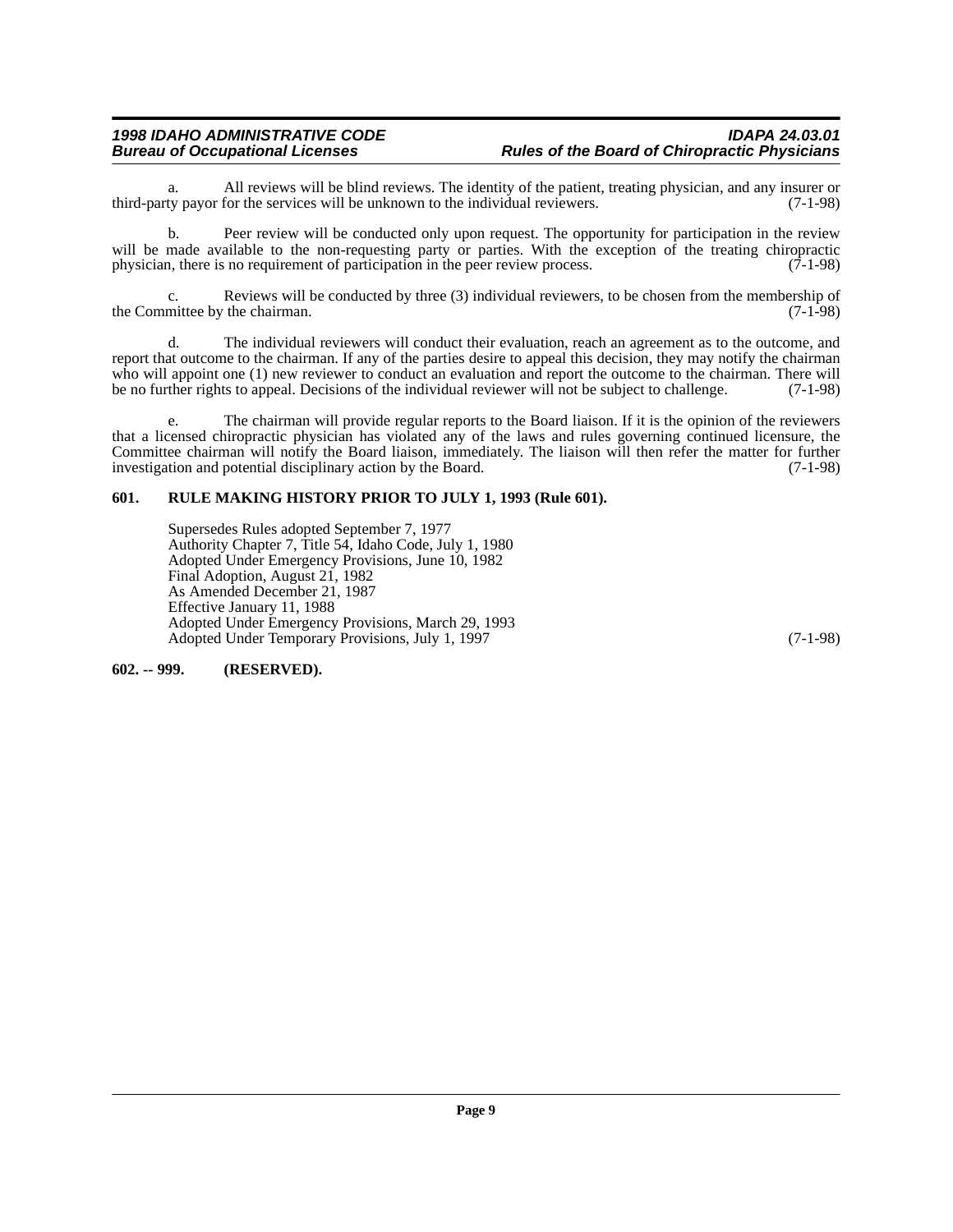a. All reviews will be blind reviews. The identity of the patient, treating physician, and any insurer or third-party payor for the services will be unknown to the individual reviewers. (7-1-98)

b. Peer review will be conducted only upon request. The opportunity for participation in the review will be made available to the non-requesting party or parties. With the exception of the treating chiropractic physician, there is no requirement of participation in the peer review process. (7-1-98)

c. Reviews will be conducted by three (3) individual reviewers, to be chosen from the membership of the Committee by the chairman. (7-1-98)

d. The individual reviewers will conduct their evaluation, reach an agreement as to the outcome, and report that outcome to the chairman. If any of the parties desire to appeal this decision, they may notify the chairman who will appoint one (1) new reviewer to conduct an evaluation and report the outcome to the chairman. There will be no further rights to appeal. Decisions of the individual reviewer will not be subject to challenge. (7-1-98)

e. The chairman will provide regular reports to the Board liaison. If it is the opinion of the reviewers that a licensed chiropractic physician has violated any of the laws and rules governing continued licensure, the Committee chairman will notify the Board liaison, immediately. The liaison will then refer the matter for further investigation and potential disciplinary action by the Board. (7-1-98)

### 601. RULE MAKING HISTORY PRIOR TO JULY 1, 1993 (Rule 601).

Supersedes Rules adopted September 7, 1977
Authority Chapter 7, Title 54, Idaho Code, July 1, 1980
Adopted Under Emergency Provisions, June 10, 1982
Final Adoption, August 21, 1982
As Amended December 21, 1987
Effective January 11, 1988
Adopted Under Emergency Provisions, March 29, 1993
Adopted Under Temporary Provisions, July 1, 1997 (7-1-98)

### 602. -- 999. (RESERVED).